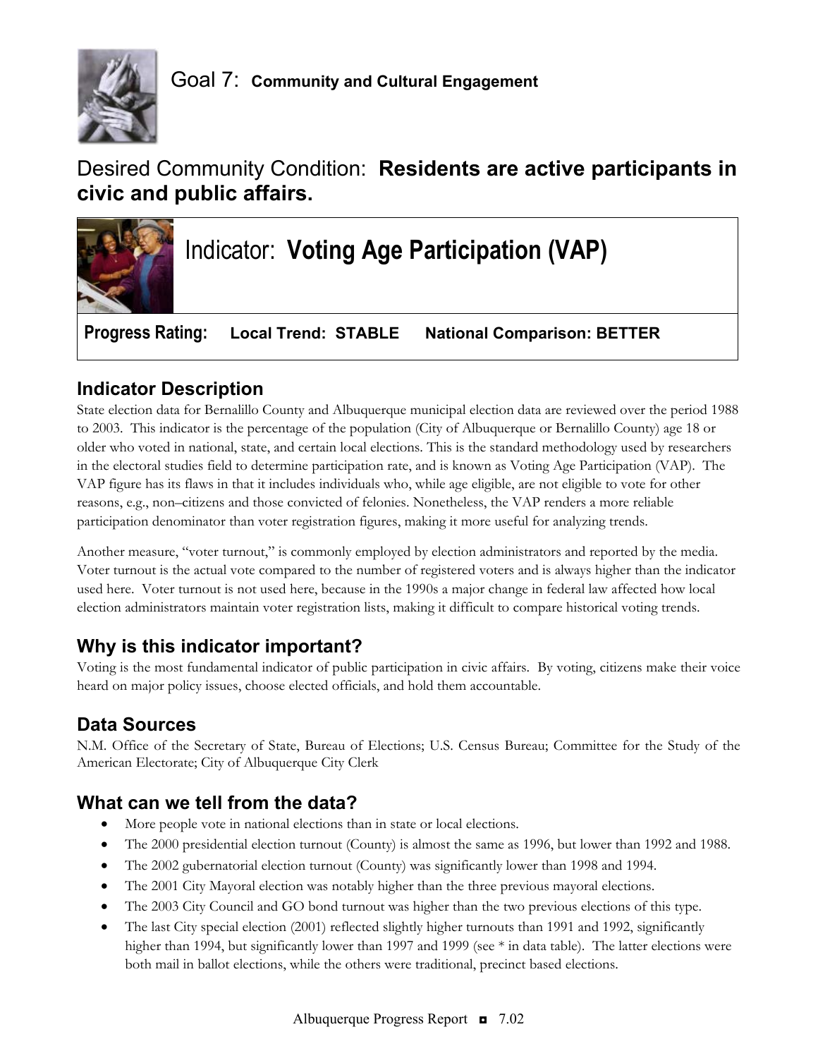# Goal 7: **Community and Cultural Engagement**

## Desired Community Condition: **Residents are active participants in civic and public affairs.**

## Indicator: **Voting Age Participation (VAP)**

**Progress Rating:** **Local Trend: STABLE** **National Comparison: BETTER**

### Indicator Description

State election data for Bernalillo County and Albuquerque municipal election data are reviewed over the period 1988 to 2003. This indicator is the percentage of the population (City of Albuquerque or Bernalillo County) age 18 or older who voted in national, state, and certain local elections. This is the standard methodology used by researchers in the electoral studies field to determine participation rate, and is known as Voting Age Participation (VAP). The VAP figure has its flaws in that it includes individuals who, while age eligible, are not eligible to vote for other reasons, e.g., non–citizens and those convicted of felonies. Nonetheless, the VAP renders a more reliable participation denominator than voter registration figures, making it more useful for analyzing trends.

Another measure, "voter turnout," is commonly employed by election administrators and reported by the media. Voter turnout is the actual vote compared to the number of registered voters and is always higher than the indicator used here. Voter turnout is not used here, because in the 1990s a major change in federal law affected how local election administrators maintain voter registration lists, making it difficult to compare historical voting trends.

### Why is this indicator important?

Voting is the most fundamental indicator of public participation in civic affairs. By voting, citizens make their voice heard on major policy issues, choose elected officials, and hold them accountable.

### Data Sources

N.M. Office of the Secretary of State, Bureau of Elections; U.S. Census Bureau; Committee for the Study of the American Electorate; City of Albuquerque City Clerk

### What can we tell from the data?

- More people vote in national elections than in state or local elections.
- The 2000 presidential election turnout (County) is almost the same as 1996, but lower than 1992 and 1988.
- The 2002 gubernatorial election turnout (County) was significantly lower than 1998 and 1994.
- The 2001 City Mayoral election was notably higher than the three previous mayoral elections.
- The 2003 City Council and GO bond turnout was higher than the two previous elections of this type.
- The last City special election (2001) reflected slightly higher turnouts than 1991 and 1992, significantly higher than 1994, but significantly lower than 1997 and 1999 (see * in data table). The latter elections were both mail in ballot elections, while the others were traditional, precinct based elections.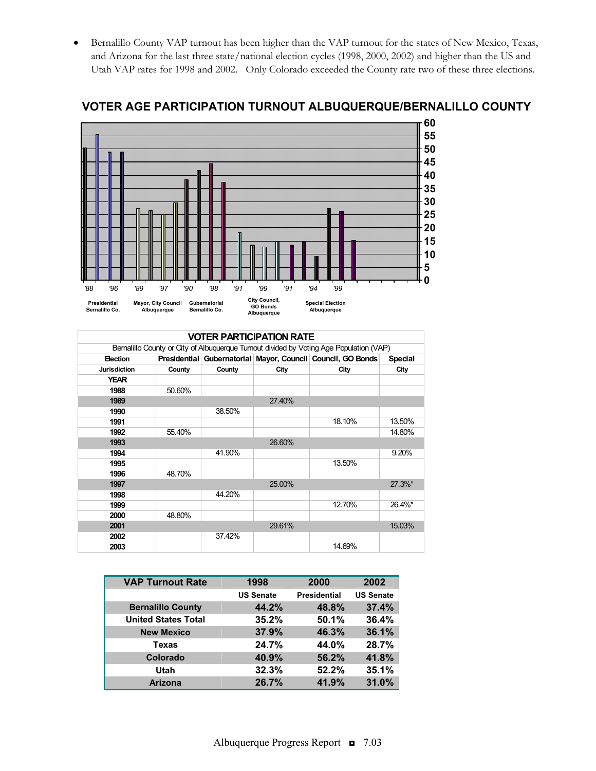- Bernalillo County VAP turnout has been higher than the VAP turnout for the states of New Mexico, Texas, and Arizona for the last three state/national election cycles (1998, 2000, 2002) and higher than the US and Utah VAP rates for 1998 and 2002. Only Colorado exceeded the County rate two of these three elections.

## VOTER AGE PARTICIPATION TURNOUT ALBUQUERQUE/BERNALILLO COUNTY

60
55
50
45
40
35
30
25
20
15
10
5
0

'88 '96 '89 '97 '90 '98 '91 '99 '91 '94 '99

Presidential Bernalillo Co.
Mayor, City Council Albuquerque
Gubernatorial Bernalillo Co.
City Council, GO Bonds Albuquerque
Special Election Albuquerque

**VOTER PARTICIPATION RATE**

Bernalillo County or City of Albuquerque Turnout divided by Voting Age Population (VAP)

| Election | Presidential | Gubernatorial | Mayor, Council | Council, GO Bonds | Special |
|---|---|---|---|---|---|
| Jurisdiction | County | County | City | City | City |
| YEAR | | | | | |
| 1988 | 50.60% | | | | |
| 1989 | | | 27.40% | | |
| 1990 | | 38.50% | | | |
| 1991 | | | | 18.10% | 13.50% |
| 1992 | 55.40% | | | | 14.80% |
| 1993 | | | 26.60% | | |
| 1994 | | 41.90% | | | 9.20% |
| 1995 | | | | 13.50% | |
| 1996 | 48.70% | | | | |
| 1997 | | | 25.00% | | 27.3%* |
| 1998 | | 44.20% | | | |
| 1999 | | | | 12.70% | 26.4%* |
| 2000 | 48.80% | | | | |
| 2001 | | | 29.61% | | 15.03% |
| 2002 | | 37.42% | | | |
| 2003 | | | | 14.69% | |

| VAP Turnout Rate | 1998 | 2000 | 2002 |
|---|---|---|---|
| | US Senate | Presidential | US Senate |
| Bernalillo County | 44.2% | 48.8% | 37.4% |
| United States Total | 35.2% | 50.1% | 36.4% |
| New Mexico | 37.9% | 46.3% | 36.1% |
| Texas | 24.7% | 44.0% | 28.7% |
| Colorado | 40.9% | 56.2% | 41.8% |
| Utah | 32.3% | 52.2% | 35.1% |
| Arizona | 26.7% | 41.9% | 31.0% |